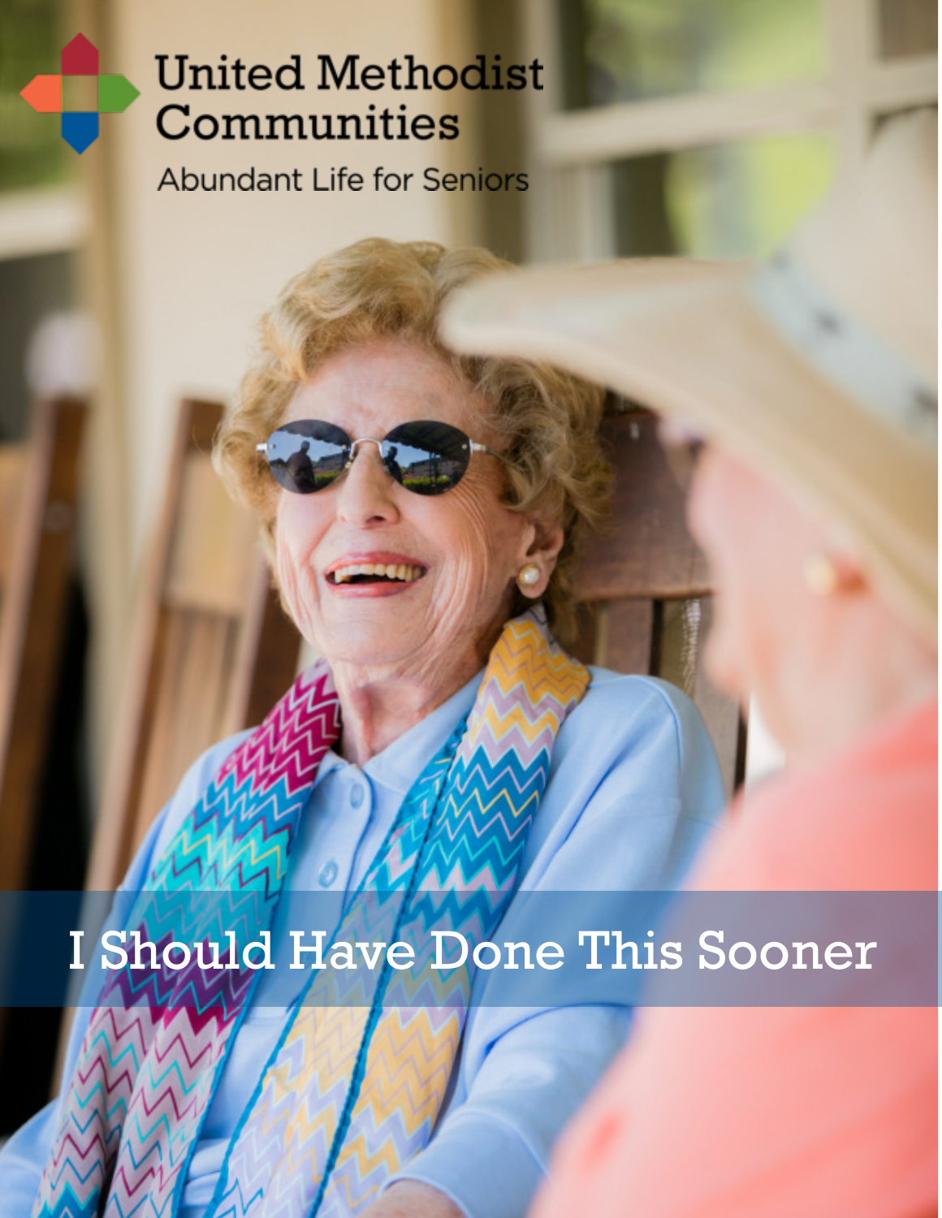United Methodist Communities

Abundant Life for Seniors

# I Should Have Done This Sooner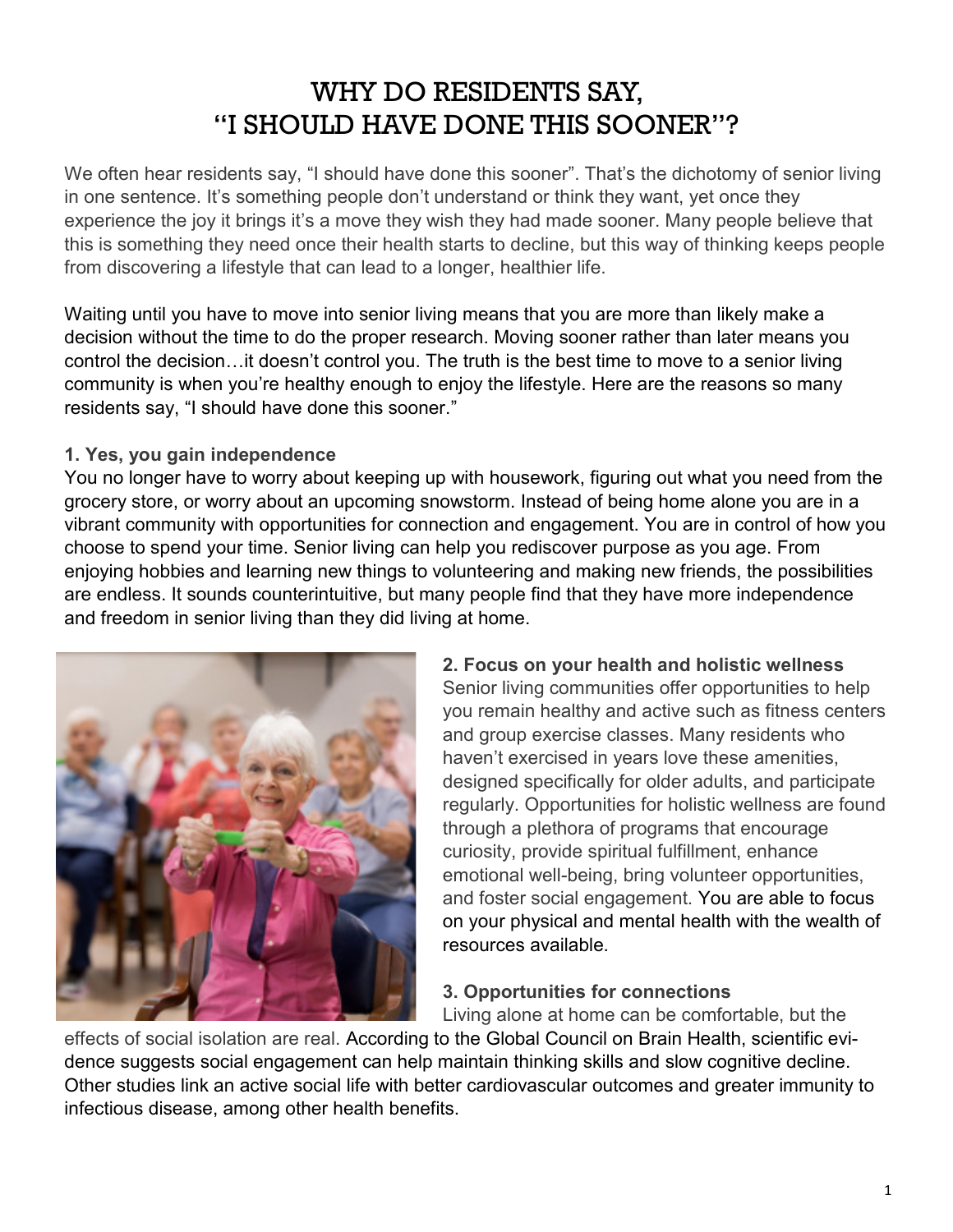# WHY DO RESIDENTS SAY, "I SHOULD HAVE DONE THIS SOONER"?

We often hear residents say, "I should have done this sooner". That's the dichotomy of senior living in one sentence. It's something people don't understand or think they want, yet once they experience the joy it brings it's a move they wish they had made sooner. Many people believe that this is something they need once their health starts to decline, but this way of thinking keeps people from discovering a lifestyle that can lead to a longer, healthier life.

Waiting until you have to move into senior living means that you are more than likely make a decision without the time to do the proper research. Moving sooner rather than later means you control the decision…it doesn't control you. The truth is the best time to move to a senior living community is when you're healthy enough to enjoy the lifestyle. Here are the reasons so many residents say, "I should have done this sooner."

**1. Yes, you gain independence**

You no longer have to worry about keeping up with housework, figuring out what you need from the grocery store, or worry about an upcoming snowstorm. Instead of being home alone you are in a vibrant community with opportunities for connection and engagement. You are in control of how you choose to spend your time. Senior living can help you rediscover purpose as you age. From enjoying hobbies and learning new things to volunteering and making new friends, the possibilities are endless. It sounds counterintuitive, but many people find that they have more independence and freedom in senior living than they did living at home.

**2. Focus on your health and holistic wellness**

Senior living communities offer opportunities to help you remain healthy and active such as fitness centers and group exercise classes. Many residents who haven't exercised in years love these amenities, designed specifically for older adults, and participate regularly. Opportunities for holistic wellness are found through a plethora of programs that encourage curiosity, provide spiritual fulfillment, enhance emotional well-being, bring volunteer opportunities, and foster social engagement. You are able to focus on your physical and mental health with the wealth of resources available.

**3. Opportunities for connections**

Living alone at home can be comfortable, but the effects of social isolation are real. According to the Global Council on Brain Health, scientific evidence suggests social engagement can help maintain thinking skills and slow cognitive decline. Other studies link an active social life with better cardiovascular outcomes and greater immunity to infectious disease, among other health benefits.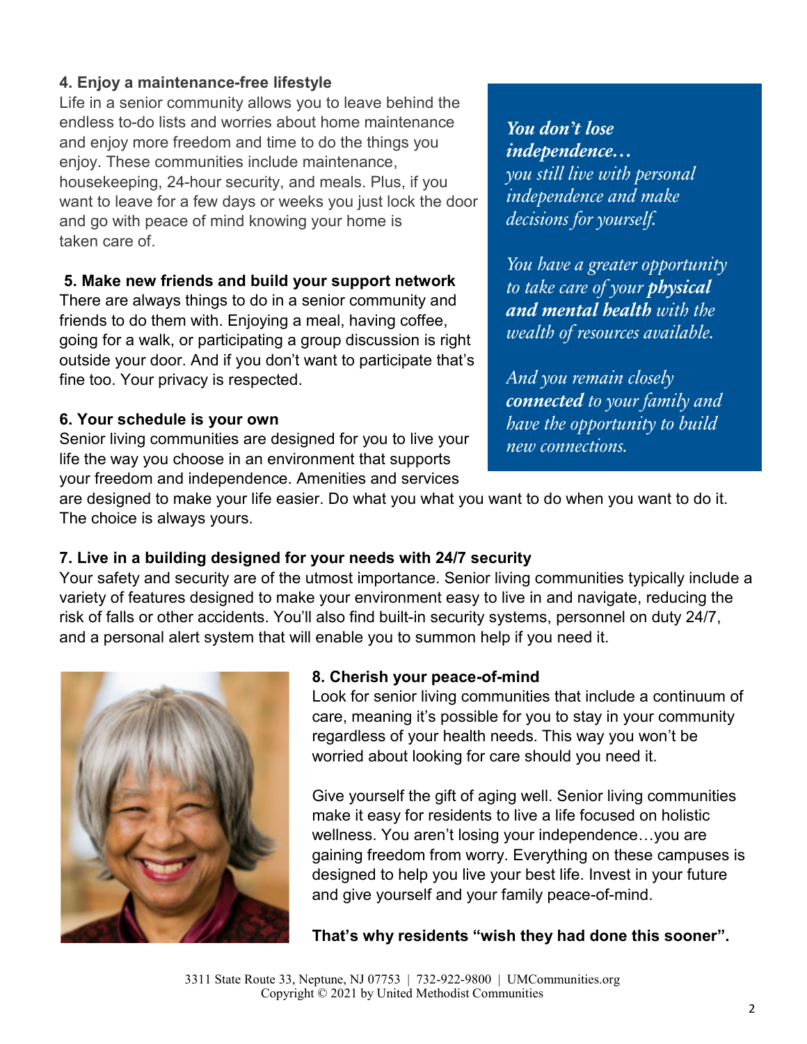**4. Enjoy a maintenance-free lifestyle**

Life in a senior community allows you to leave behind the endless to-do lists and worries about home maintenance and enjoy more freedom and time to do the things you enjoy. These communities include maintenance, housekeeping, 24-hour security, and meals. Plus, if you want to leave for a few days or weeks you just lock the door and go with peace of mind knowing your home is taken care of.

**5. Make new friends and build your support network**

There are always things to do in a senior community and friends to do them with. Enjoying a meal, having coffee, going for a walk, or participating a group discussion is right outside your door. And if you don't want to participate that's fine too. Your privacy is respected.

**6. Your schedule is your own**

Senior living communities are designed for you to live your life the way you choose in an environment that supports your freedom and independence. Amenities and services are designed to make your life easier. Do what you what you want to do when you want to do it. The choice is always yours.

> ***You don't lose independence…***
> *you still live with personal independence and make decisions for yourself.*
>
> *You have a greater opportunity to take care of your* ***physical and mental health*** *with the wealth of resources available.*
>
> *And you remain closely* ***connected*** *to your family and have the opportunity to build new connections.*

**7. Live in a building designed for your needs with 24/7 security**

Your safety and security are of the utmost importance. Senior living communities typically include a variety of features designed to make your environment easy to live in and navigate, reducing the risk of falls or other accidents. You'll also find built-in security systems, personnel on duty 24/7, and a personal alert system that will enable you to summon help if you need it.

**8. Cherish your peace-of-mind**

Look for senior living communities that include a continuum of care, meaning it's possible for you to stay in your community regardless of your health needs. This way you won't be worried about looking for care should you need it.

Give yourself the gift of aging well. Senior living communities make it easy for residents to live a life focused on holistic wellness. You aren't losing your independence…you are gaining freedom from worry. Everything on these campuses is designed to help you live your best life. Invest in your future and give yourself and your family peace-of-mind.

**That's why residents "wish they had done this sooner".**

3311 State Route 33, Neptune, NJ 07753 | 732-922-9800 | UMCommunities.org
Copyright © 2021 by United Methodist Communities